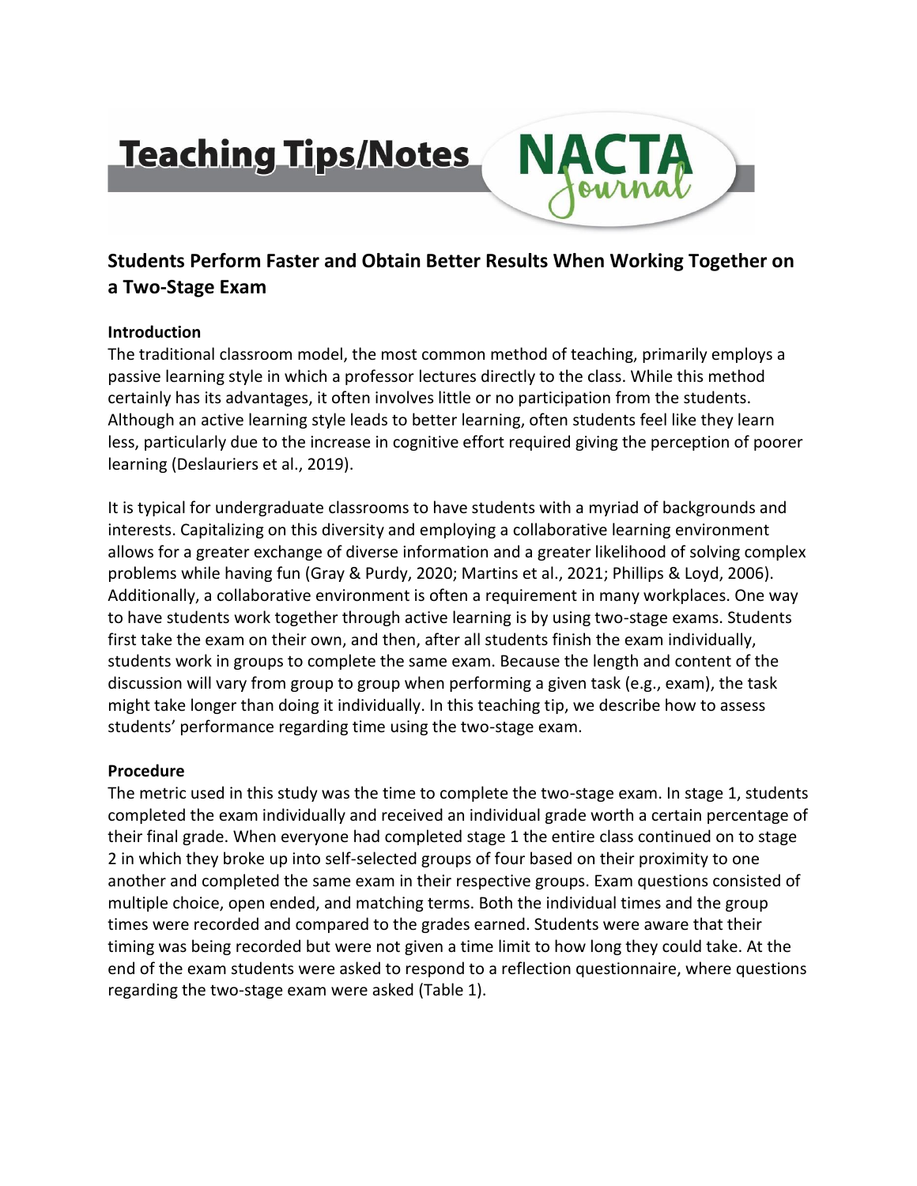# Students Perform Faster and Obtain Better Results When Working Together on a Two-Stage Exam

## Introduction

The traditional classroom model, the most common method of teaching, primarily employs a passive learning style in which a professor lectures directly to the class. While this method certainly has its advantages, it often involves little or no participation from the students. Although an active learning style leads to better learning, often students feel like they learn less, particularly due to the increase in cognitive effort required giving the perception of poorer learning (Deslauriers et al., 2019).

It is typical for undergraduate classrooms to have students with a myriad of backgrounds and interests. Capitalizing on this diversity and employing a collaborative learning environment allows for a greater exchange of diverse information and a greater likelihood of solving complex problems while having fun (Gray & Purdy, 2020; Martins et al., 2021; Phillips & Loyd, 2006). Additionally, a collaborative environment is often a requirement in many workplaces. One way to have students work together through active learning is by using two-stage exams. Students first take the exam on their own, and then, after all students finish the exam individually, students work in groups to complete the same exam. Because the length and content of the discussion will vary from group to group when performing a given task (e.g., exam), the task might take longer than doing it individually. In this teaching tip, we describe how to assess students' performance regarding time using the two-stage exam.

## Procedure

The metric used in this study was the time to complete the two-stage exam. In stage 1, students completed the exam individually and received an individual grade worth a certain percentage of their final grade. When everyone had completed stage 1 the entire class continued on to stage 2 in which they broke up into self-selected groups of four based on their proximity to one another and completed the same exam in their respective groups. Exam questions consisted of multiple choice, open ended, and matching terms. Both the individual times and the group times were recorded and compared to the grades earned. Students were aware that their timing was being recorded but were not given a time limit to how long they could take. At the end of the exam students were asked to respond to a reflection questionnaire, where questions regarding the two-stage exam were asked (Table 1).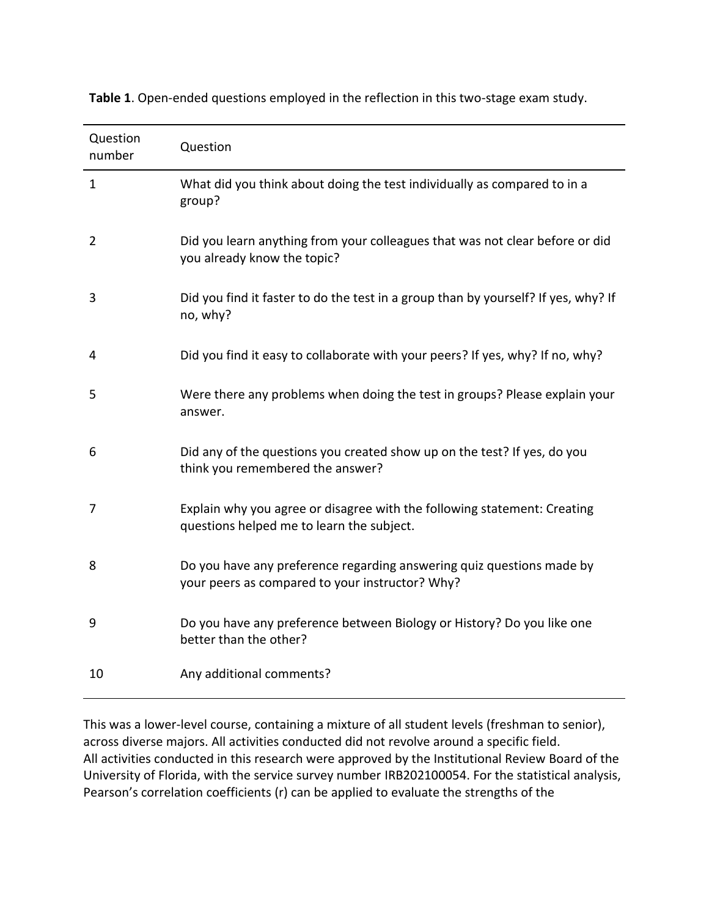**Table 1**. Open-ended questions employed in the reflection in this two-stage exam study.

| Question number | Question |
|---|---|
| 1 | What did you think about doing the test individually as compared to in a group? |
| 2 | Did you learn anything from your colleagues that was not clear before or did you already know the topic? |
| 3 | Did you find it faster to do the test in a group than by yourself? If yes, why? If no, why? |
| 4 | Did you find it easy to collaborate with your peers? If yes, why? If no, why? |
| 5 | Were there any problems when doing the test in groups? Please explain your answer. |
| 6 | Did any of the questions you created show up on the test? If yes, do you think you remembered the answer? |
| 7 | Explain why you agree or disagree with the following statement: Creating questions helped me to learn the subject. |
| 8 | Do you have any preference regarding answering quiz questions made by your peers as compared to your instructor? Why? |
| 9 | Do you have any preference between Biology or History? Do you like one better than the other? |
| 10 | Any additional comments? |

This was a lower-level course, containing a mixture of all student levels (freshman to senior), across diverse majors. All activities conducted did not revolve around a specific field.
All activities conducted in this research were approved by the Institutional Review Board of the University of Florida, with the service survey number IRB202100054. For the statistical analysis, Pearson's correlation coefficients (r) can be applied to evaluate the strengths of the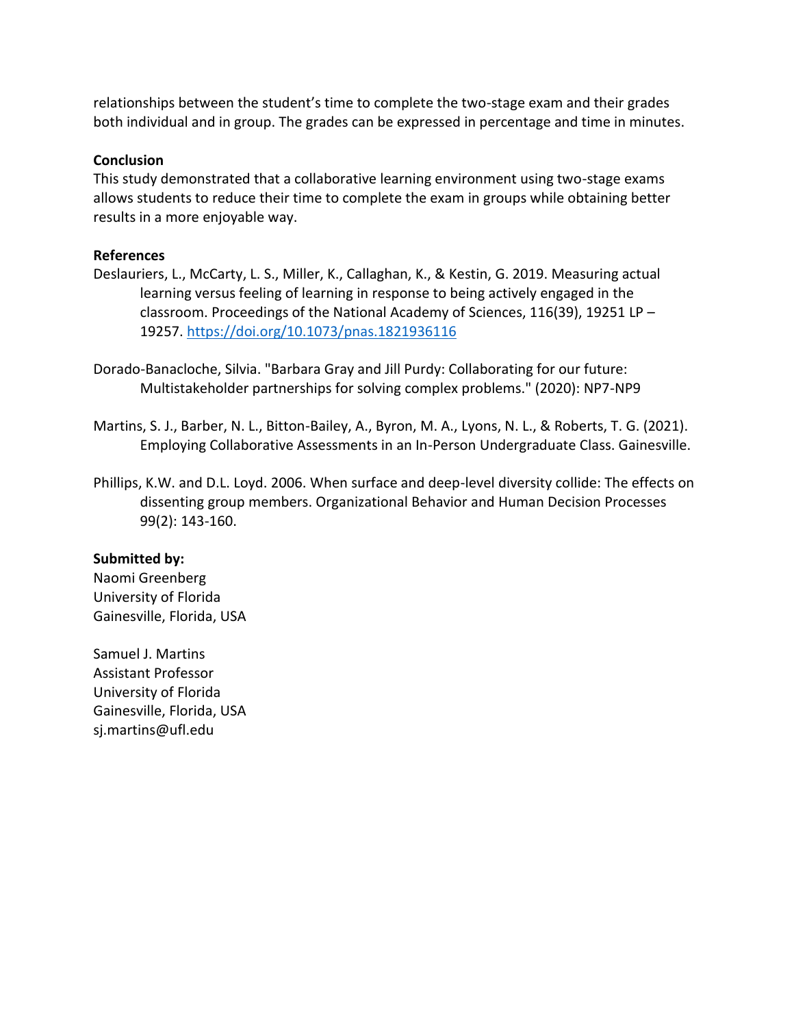relationships between the student's time to complete the two-stage exam and their grades both individual and in group. The grades can be expressed in percentage and time in minutes.

## Conclusion

This study demonstrated that a collaborative learning environment using two-stage exams allows students to reduce their time to complete the exam in groups while obtaining better results in a more enjoyable way.

## References

Deslauriers, L., McCarty, L. S., Miller, K., Callaghan, K., & Kestin, G. 2019. Measuring actual learning versus feeling of learning in response to being actively engaged in the classroom. Proceedings of the National Academy of Sciences, 116(39), 19251 LP – 19257. https://doi.org/10.1073/pnas.1821936116

Dorado-Banacloche, Silvia. "Barbara Gray and Jill Purdy: Collaborating for our future: Multistakeholder partnerships for solving complex problems." (2020): NP7-NP9

Martins, S. J., Barber, N. L., Bitton-Bailey, A., Byron, M. A., Lyons, N. L., & Roberts, T. G. (2021). Employing Collaborative Assessments in an In-Person Undergraduate Class. Gainesville.

Phillips, K.W. and D.L. Loyd. 2006. When surface and deep-level diversity collide: The effects on dissenting group members. Organizational Behavior and Human Decision Processes 99(2): 143-160.

**Submitted by:**
Naomi Greenberg
University of Florida
Gainesville, Florida, USA

Samuel J. Martins
Assistant Professor
University of Florida
Gainesville, Florida, USA
sj.martins@ufl.edu